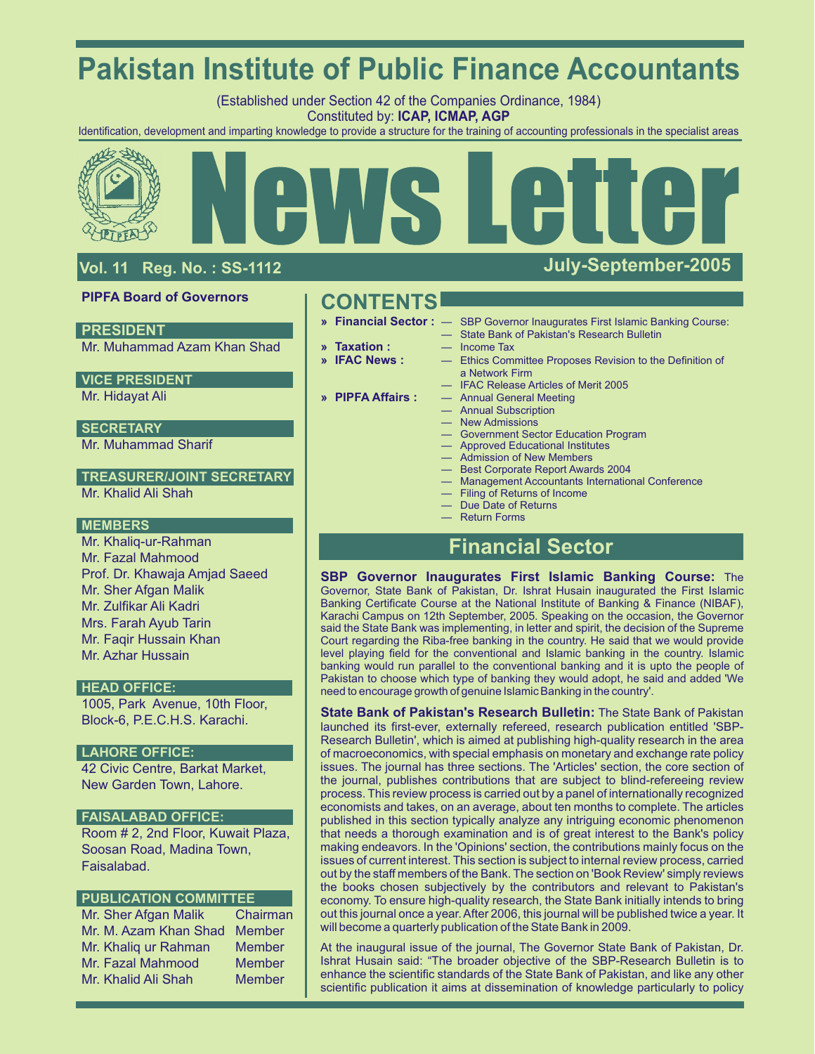# Pakistan Institute of Public Finance Accountants

(Established under Section 42 of the Companies Ordinance, 1984)
Constituted by: **ICAP, ICMAP, AGP**
Identification, development and imparting knowledge to provide a structure for the training of accounting professionals in the specialist areas

# News Letter

**Vol. 11 Reg. No. : SS-1112** **July-September-2005**

**PIPFA Board of Governors**

**PRESIDENT**
Mr. Muhammad Azam Khan Shad

**VICE PRESIDENT**
Mr. Hidayat Ali

**SECRETARY**
Mr. Muhammad Sharif

**TREASURER/JOINT SECRETARY**
Mr. Khalid Ali Shah

**MEMBERS**
Mr. Khaliq-ur-Rahman
Mr. Fazal Mahmood
Prof. Dr. Khawaja Amjad Saeed
Mr. Sher Afgan Malik
Mr. Zulfikar Ali Kadri
Mrs. Farah Ayub Tarin
Mr. Faqir Hussain Khan
Mr. Azhar Hussain

**HEAD OFFICE:**
1005, Park Avenue, 10th Floor, Block-6, P.E.C.H.S. Karachi.

**LAHORE OFFICE:**
42 Civic Centre, Barkat Market, New Garden Town, Lahore.

**FAISALABAD OFFICE:**
Room # 2, 2nd Floor, Kuwait Plaza, Soosan Road, Madina Town, Faisalabad.

**PUBLICATION COMMITTEE**

| | |
|---|---|
| Mr. Sher Afgan Malik | Chairman |
| Mr. M. Azam Khan Shad | Member |
| Mr. Khaliq ur Rahman | Member |
| Mr. Fazal Mahmood | Member |
| Mr. Khalid Ali Shah | Member |

## CONTENTS

» **Financial Sector :**
- — SBP Governor Inaugurates First Islamic Banking Course:
- — State Bank of Pakistan's Research Bulletin

» **Taxation :**
- — Income Tax

» **IFAC News :**
- — Ethics Committee Proposes Revision to the Definition of a Network Firm
- — IFAC Release Articles of Merit 2005

» **PIPFA Affairs :**
- — Annual General Meeting
- — Annual Subscription
- — New Admissions
- — Government Sector Education Program
- — Approved Educational Institutes
- — Admission of New Members
- — Best Corporate Report Awards 2004
- — Management Accountants International Conference
- — Filing of Returns of Income
- — Due Date of Returns
- — Return Forms

## Financial Sector

**SBP Governor Inaugurates First Islamic Banking Course:** The Governor, State Bank of Pakistan, Dr. Ishrat Husain inaugurated the First Islamic Banking Certificate Course at the National Institute of Banking & Finance (NIBAF), Karachi Campus on 12th September, 2005. Speaking on the occasion, the Governor said the State Bank was implementing, in letter and spirit, the decision of the Supreme Court regarding the Riba-free banking in the country. He said that we would provide level playing field for the conventional and Islamic banking in the country. Islamic banking would run parallel to the conventional banking and it is upto the people of Pakistan to choose which type of banking they would adopt, he said and added 'We need to encourage growth of genuine Islamic Banking in the country'.

**State Bank of Pakistan's Research Bulletin:** The State Bank of Pakistan launched its first-ever, externally refereed, research publication entitled 'SBP-Research Bulletin', which is aimed at publishing high-quality research in the area of macroeconomics, with special emphasis on monetary and exchange rate policy issues. The journal has three sections. The 'Articles' section, the core section of the journal, publishes contributions that are subject to blind-refereeing review process. This review process is carried out by a panel of internationally recognized economists and takes, on an average, about ten months to complete. The articles published in this section typically analyze any intriguing economic phenomenon that needs a thorough examination and is of great interest to the Bank's policy making endeavors. In the 'Opinions' section, the contributions mainly focus on the issues of current interest. This section is subject to internal review process, carried out by the staff members of the Bank. The section on 'Book Review' simply reviews the books chosen subjectively by the contributors and relevant to Pakistan's economy. To ensure high-quality research, the State Bank initially intends to bring out this journal once a year. After 2006, this journal will be published twice a year. It will become a quarterly publication of the State Bank in 2009.

At the inaugural issue of the journal, The Governor State Bank of Pakistan, Dr. Ishrat Husain said: "The broader objective of the SBP-Research Bulletin is to enhance the scientific standards of the State Bank of Pakistan, and like any other scientific publication it aims at dissemination of knowledge particularly to policy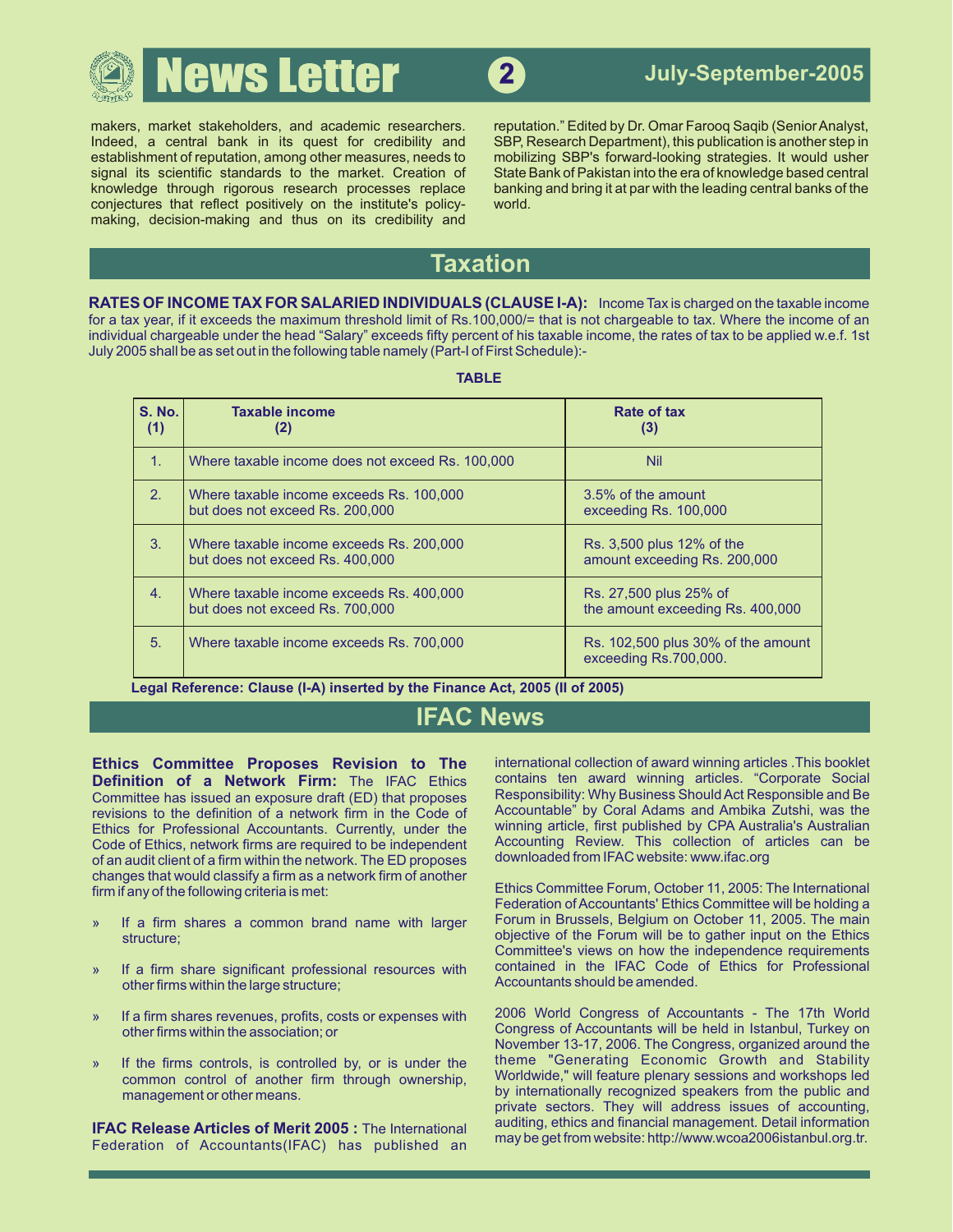makers, market stakeholders, and academic researchers. Indeed, a central bank in its quest for credibility and establishment of reputation, among other measures, needs to signal its scientific standards to the market. Creation of knowledge through rigorous research processes replace conjectures that reflect positively on the institute's policy-making, decision-making and thus on its credibility and reputation." Edited by Dr. Omar Farooq Saqib (Senior Analyst, SBP, Research Department), this publication is another step in mobilizing SBP's forward-looking strategies. It would usher State Bank of Pakistan into the era of knowledge based central banking and bring it at par with the leading central banks of the world.

## Taxation

**RATES OF INCOME TAX FOR SALARIED INDIVIDUALS (CLAUSE I-A):** Income Tax is charged on the taxable income for a tax year, if it exceeds the maximum threshold limit of Rs.100,000/= that is not chargeable to tax. Where the income of an individual chargeable under the head "Salary" exceeds fifty percent of his taxable income, the rates of tax to be applied w.e.f. 1st July 2005 shall be as set out in the following table namely (Part-I of First Schedule):-

**TABLE**

| S. No. (1) | Taxable income (2) | Rate of tax (3) |
|---|---|---|
| 1. | Where taxable income does not exceed Rs. 100,000 | Nil |
| 2. | Where taxable income exceeds Rs. 100,000 but does not exceed Rs. 200,000 | 3.5% of the amount exceeding Rs. 100,000 |
| 3. | Where taxable income exceeds Rs. 200,000 but does not exceed Rs. 400,000 | Rs. 3,500 plus 12% of the amount exceeding Rs. 200,000 |
| 4. | Where taxable income exceeds Rs. 400,000 but does not exceed Rs. 700,000 | Rs. 27,500 plus 25% of the amount exceeding Rs. 400,000 |
| 5. | Where taxable income exceeds Rs. 700,000 | Rs. 102,500 plus 30% of the amount exceeding Rs.700,000. |

**Legal Reference: Clause (I-A) inserted by the Finance Act, 2005 (II of 2005)**

## IFAC News

**Ethics Committee Proposes Revision to The Definition of a Network Firm:** The IFAC Ethics Committee has issued an exposure draft (ED) that proposes revisions to the definition of a network firm in the Code of Ethics for Professional Accountants. Currently, under the Code of Ethics, network firms are required to be independent of an audit client of a firm within the network. The ED proposes changes that would classify a firm as a network firm of another firm if any of the following criteria is met:

- If a firm shares a common brand name with larger structure;
- If a firm share significant professional resources with other firms within the large structure;
- If a firm shares revenues, profits, costs or expenses with other firms within the association; or
- If the firms controls, is controlled by, or is under the common control of another firm through ownership, management or other means.

**IFAC Release Articles of Merit 2005 :** The International Federation of Accountants(IFAC) has published an international collection of award winning articles .This booklet contains ten award winning articles. "Corporate Social Responsibility: Why Business Should Act Responsible and Be Accountable" by Coral Adams and Ambika Zutshi, was the winning article, first published by CPA Australia's Australian Accounting Review. This collection of articles can be downloaded from IFAC website: www.ifac.org

Ethics Committee Forum, October 11, 2005: The International Federation of Accountants' Ethics Committee will be holding a Forum in Brussels, Belgium on October 11, 2005. The main objective of the Forum will be to gather input on the Ethics Committee's views on how the independence requirements contained in the IFAC Code of Ethics for Professional Accountants should be amended.

2006 World Congress of Accountants - The 17th World Congress of Accountants will be held in Istanbul, Turkey on November 13-17, 2006. The Congress, organized around the theme "Generating Economic Growth and Stability Worldwide," will feature plenary sessions and workshops led by internationally recognized speakers from the public and private sectors. They will address issues of accounting, auditing, ethics and financial management. Detail information may be get from website: http://www.wcoa2006istanbul.org.tr.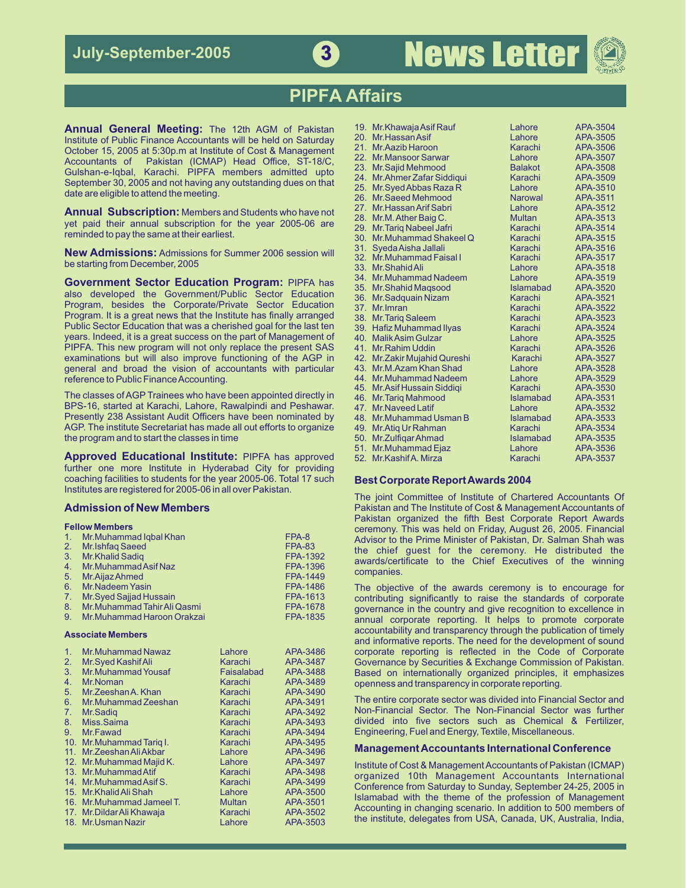# PIPFA Affairs

**Annual General Meeting:** The 12th AGM of Pakistan Institute of Public Finance Accountants will be held on Saturday October 15, 2005 at 5:30p.m at Institute of Cost & Management Accountants of Pakistan (ICMAP) Head Office, ST-18/C, Gulshan-e-Iqbal, Karachi. PIPFA members admitted upto September 30, 2005 and not having any outstanding dues on that date are eligible to attend the meeting.

**Annual Subscription:** Members and Students who have not yet paid their annual subscription for the year 2005-06 are reminded to pay the same at their earliest.

**New Admissions:** Admissions for Summer 2006 session will be starting from December, 2005

**Government Sector Education Program:** PIPFA has also developed the Government/Public Sector Education Program, besides the Corporate/Private Sector Education Program. It is a great news that the Institute has finally arranged Public Sector Education that was a cherished goal for the last ten years. Indeed, it is a great success on the part of Management of PIPFA. This new program will not only replace the present SAS examinations but will also improve functioning of the AGP in general and broad the vision of accountants with particular reference to Public Finance Accounting.

The classes of AGP Trainees who have been appointed directly in BPS-16, started at Karachi, Lahore, Rawalpindi and Peshawar. Presently 238 Assistant Audit Officers have been nominated by AGP. The institute Secretariat has made all out efforts to organize the program and to start the classes in time

**Approved Educational Institute:** PIPFA has approved further one more Institute in Hyderabad City for providing coaching facilities to students for the year 2005-06. Total 17 such Institutes are registered for 2005-06 in all over Pakistan.

## Admission of New Members

### Fellow Members

| No. | Name | Membership No. |
|---|---|---|
| 1. | Mr.Muhammad Iqbal Khan | FPA-8 |
| 2. | Mr.Ishfaq Saeed | FPA-83 |
| 3. | Mr.Khalid Sadiq | FPA-1392 |
| 4. | Mr.Muhammad Asif Naz | FPA-1396 |
| 5. | Mr.Aijaz Ahmed | FPA-1449 |
| 6. | Mr.Nadeem Yasin | FPA-1486 |
| 7. | Mr.Syed Sajjad Hussain | FPA-1613 |
| 8. | Mr.Muhammad Tahir Ali Qasmi | FPA-1678 |
| 9. | Mr.Muhammad Haroon Orakzai | FPA-1835 |

### Associate Members

| No. | Name | City | Membership No. |
|---|---|---|---|
| 1. | Mr.Muhammad Nawaz | Lahore | APA-3486 |
| 2. | Mr.Syed Kashif Ali | Karachi | APA-3487 |
| 3. | Mr.Muhammad Yousaf | Faisalabad | APA-3488 |
| 4. | Mr.Noman | Karachi | APA-3489 |
| 5. | Mr.Zeeshan A. Khan | Karachi | APA-3490 |
| 6. | Mr.Muhammad Zeeshan | Karachi | APA-3491 |
| 7. | Mr.Sadiq | Karachi | APA-3492 |
| 8. | Miss.Saima | Karachi | APA-3493 |
| 9. | Mr.Fawad | Karachi | APA-3494 |
| 10. | Mr.Muhammad Tariq I. | Karachi | APA-3495 |
| 11. | Mr.Zeeshan Ali Akbar | Lahore | APA-3496 |
| 12. | Mr.Muhammad Majid K. | Lahore | APA-3497 |
| 13. | Mr.Muhammad Atif | Karachi | APA-3498 |
| 14. | Mr.Muhammad Asif S. | Karachi | APA-3499 |
| 15. | Mr.Khalid Ali Shah | Lahore | APA-3500 |
| 16. | Mr.Muhammad Jameel T. | Multan | APA-3501 |
| 17. | Mr.Dildar Ali Khawaja | Karachi | APA-3502 |
| 18. | Mr.Usman Nazir | Lahore | APA-3503 |
| 19. | Mr.Khawaja Asif Rauf | Lahore | APA-3504 |
| 20. | Mr.Hassan Asif | Lahore | APA-3505 |
| 21. | Mr.Aazib Haroon | Karachi | APA-3506 |
| 22. | Mr.Mansoor Sarwar | Lahore | APA-3507 |
| 23. | Mr.Sajid Mehmood | Balakot | APA-3508 |
| 24. | Mr.Ahmer Zafar Siddiqui | Karachi | APA-3509 |
| 25. | Mr.Syed Abbas Raza R | Lahore | APA-3510 |
| 26. | Mr.Saeed Mehmood | Narowal | APA-3511 |
| 27. | Mr.Hassan Arif Sabri | Lahore | APA-3512 |
| 28. | Mr.M. Ather Baig C. | Multan | APA-3513 |
| 29. | Mr.Tariq Nabeel Jafri | Karachi | APA-3514 |
| 30. | Mr.Muhammad Shakeel Q | Karachi | APA-3515 |
| 31. | Syeda Aisha Jallali | Karachi | APA-3516 |
| 32. | Mr.Muhammad Faisal I | Karachi | APA-3517 |
| 33. | Mr.Shahid Ali | Lahore | APA-3518 |
| 34. | Mr.Muhammad Nadeem | Lahore | APA-3519 |
| 35. | Mr.Shahid Maqsood | Islamabad | APA-3520 |
| 36. | Mr.Sadquain Nizam | Karachi | APA-3521 |
| 37. | Mr.Imran | Karachi | APA-3522 |
| 38. | Mr.Tariq Saleem | Karachi | APA-3523 |
| 39. | Hafiz Muhammad Ilyas | Karachi | APA-3524 |
| 40. | Malik Asim Gulzar | Lahore | APA-3525 |
| 41. | Mr.Rahim Uddin | Karachi | APA-3526 |
| 42. | Mr.Zakir Mujahid Qureshi | Karachi | APA-3527 |
| 43. | Mr.M.Azam Khan Shad | Lahore | APA-3528 |
| 44. | Mr.Muhammad Nadeem | Lahore | APA-3529 |
| 45. | Mr.Asif Hussain Siddiqi | Karachi | APA-3530 |
| 46. | Mr.Tariq Mahmood | Islamabad | APA-3531 |
| 47. | Mr.Naveed Latif | Lahore | APA-3532 |
| 48. | Mr.Muhammad Usman B | Islamabad | APA-3533 |
| 49. | Mr.Atiq Ur Rahman | Karachi | APA-3534 |
| 50. | Mr.Zulfiqar Ahmad | Islamabad | APA-3535 |
| 51. | Mr.Muhammad Ejaz | Lahore | APA-3536 |
| 52. | Mr.Kashif A. Mirza | Karachi | APA-3537 |

## Best Corporate Report Awards 2004

The joint Committee of Institute of Chartered Accountants Of Pakistan and The Institute of Cost & Management Accountants of Pakistan organized the fifth Best Corporate Report Awards ceremony. This was held on Friday, August 26, 2005. Financial Advisor to the Prime Minister of Pakistan, Dr. Salman Shah was the chief guest for the ceremony. He distributed the awards/certificate to the Chief Executives of the winning companies.

The objective of the awards ceremony is to encourage for contributing significantly to raise the standards of corporate governance in the country and give recognition to excellence in annual corporate reporting. It helps to promote corporate accountability and transparency through the publication of timely and informative reports. The need for the development of sound corporate reporting is reflected in the Code of Corporate Governance by Securities & Exchange Commission of Pakistan. Based on internationally organized principles, it emphasizes openness and transparency in corporate reporting.

The entire corporate sector was divided into Financial Sector and Non-Financial Sector. The Non-Financial Sector was further divided into five sectors such as Chemical & Fertilizer, Engineering, Fuel and Energy, Textile, Miscellaneous.

## Management Accountants International Conference

Institute of Cost & Management Accountants of Pakistan (ICMAP) organized 10th Management Accountants International Conference from Saturday to Sunday, September 24-25, 2005 in Islamabad with the theme of the profession of Management Accounting in changing scenario. In addition to 500 members of the institute, delegates from USA, Canada, UK, Australia, India,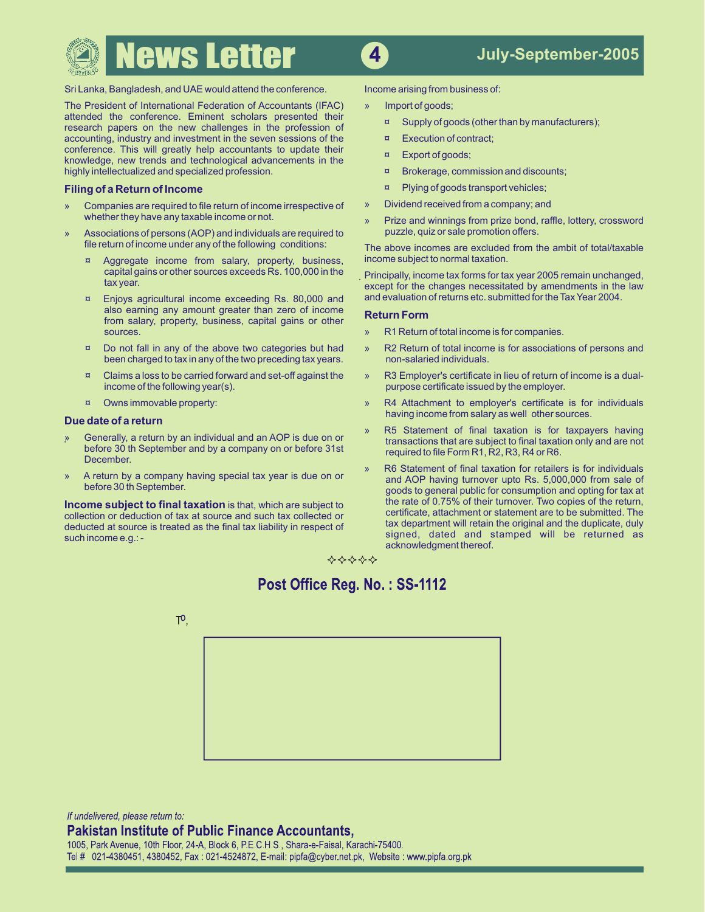Sri Lanka, Bangladesh, and UAE would attend the conference.

The President of International Federation of Accountants (IFAC) attended the conference. Eminent scholars presented their research papers on the new challenges in the profession of accounting, industry and investment in the seven sessions of the conference. This will greatly help accountants to update their knowledge, new trends and technological advancements in the highly intellectualized and specialized profession.

### Filing of a Return of Income

- Companies are required to file return of income irrespective of whether they have any taxable income or not.
- Associations of persons (AOP) and individuals are required to file return of income under any of the following conditions:
  - Aggregate income from salary, property, business, capital gains or other sources exceeds Rs. 100,000 in the tax year.
  - Enjoys agricultural income exceeding Rs. 80,000 and also earning any amount greater than zero of income from salary, property, business, capital gains or other sources.
  - Do not fall in any of the above two categories but had been charged to tax in any of the two preceding tax years.
  - Claims a loss to be carried forward and set-off against the income of the following year(s).
  - Owns immovable property:

### Due date of a return

- Generally, a return by an individual and an AOP is due on or before 30 th September and by a company on or before 31st December.
- A return by a company having special tax year is due on or before 30 th September.

**Income subject to final taxation** is that, which are subject to collection or deduction of tax at source and such tax collected or deducted at source is treated as the final tax liability in respect of such income e.g.: -

Income arising from business of:

- Import of goods;
  - Supply of goods (other than by manufacturers);
  - Execution of contract;
  - Export of goods;
  - Brokerage, commission and discounts;
  - Plying of goods transport vehicles;
- Dividend received from a company; and
- Prize and winnings from prize bond, raffle, lottery, crossword puzzle, quiz or sale promotion offers.

The above incomes are excluded from the ambit of total/taxable income subject to normal taxation.

Principally, income tax forms for tax year 2005 remain unchanged, except for the changes necessitated by amendments in the law and evaluation of returns etc. submitted for the Tax Year 2004.

### Return Form

- R1 Return of total income is for companies.
- R2 Return of total income is for associations of persons and non-salaried individuals.
- R3 Employer's certificate in lieu of return of income is a dual-purpose certificate issued by the employer.
- R4 Attachment to employer's certificate is for individuals having income from salary as well other sources.
- R5 Statement of final taxation is for taxpayers having transactions that are subject to final taxation only and are not required to file Form R1, R2, R3, R4 or R6.
- R6 Statement of final taxation for retailers is for individuals and AOP having turnover upto Rs. 5,000,000 from sale of goods to general public for consumption and opting for tax at the rate of 0.75% of their turnover. Two copies of the return, certificate, attachment or statement are to be submitted. The tax department will retain the original and the duplicate, duly signed, dated and stamped will be returned as acknowledgment thereof.

✧✧✧✧✧

**Post Office Reg. No. : SS-1112**

To,

*If undelivered, please return to:*

**Pakistan Institute of Public Finance Accountants,**

1005, Park Avenue, 10th Floor, 24-A, Block 6, P.E.C.H.S., Shara-e-Faisal, Karachi-75400.

Tel # 021-4380451, 4380452, Fax : 021-4524872, E-mail: pipfa@cyber.net.pk, Website : www.pipfa.org.pk